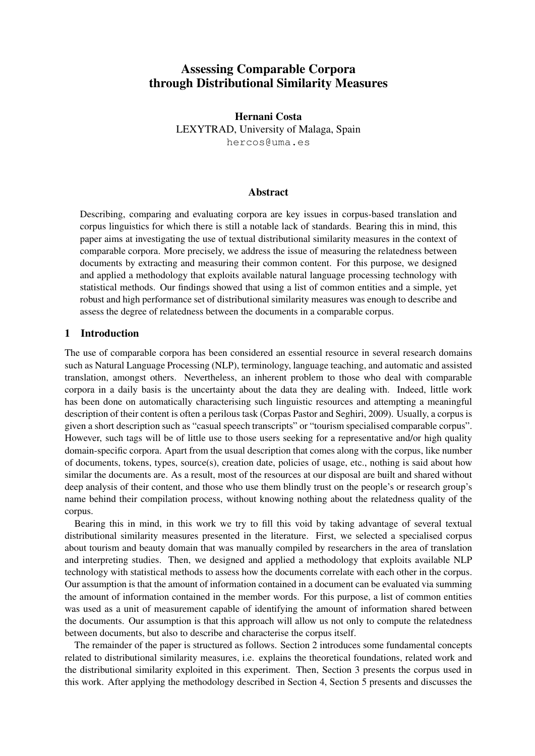# Assessing Comparable Corpora through Distributional Similarity Measures

**Hernani Costa**
LEXYTRAD, University of Malaga, Spain
hercos@uma.es

## Abstract

Describing, comparing and evaluating corpora are key issues in corpus-based translation and corpus linguistics for which there is still a notable lack of standards. Bearing this in mind, this paper aims at investigating the use of textual distributional similarity measures in the context of comparable corpora. More precisely, we address the issue of measuring the relatedness between documents by extracting and measuring their common content. For this purpose, we designed and applied a methodology that exploits available natural language processing technology with statistical methods. Our findings showed that using a list of common entities and a simple, yet robust and high performance set of distributional similarity measures was enough to describe and assess the degree of relatedness between the documents in a comparable corpus.

## 1 Introduction

The use of comparable corpora has been considered an essential resource in several research domains such as Natural Language Processing (NLP), terminology, language teaching, and automatic and assisted translation, amongst others. Nevertheless, an inherent problem to those who deal with comparable corpora in a daily basis is the uncertainty about the data they are dealing with. Indeed, little work has been done on automatically characterising such linguistic resources and attempting a meaningful description of their content is often a perilous task (Corpas Pastor and Seghiri, 2009). Usually, a corpus is given a short description such as "casual speech transcripts" or "tourism specialised comparable corpus". However, such tags will be of little use to those users seeking for a representative and/or high quality domain-specific corpora. Apart from the usual description that comes along with the corpus, like number of documents, tokens, types, source(s), creation date, policies of usage, etc., nothing is said about how similar the documents are. As a result, most of the resources at our disposal are built and shared without deep analysis of their content, and those who use them blindly trust on the people's or research group's name behind their compilation process, without knowing nothing about the relatedness quality of the corpus.

Bearing this in mind, in this work we try to fill this void by taking advantage of several textual distributional similarity measures presented in the literature. First, we selected a specialised corpus about tourism and beauty domain that was manually compiled by researchers in the area of translation and interpreting studies. Then, we designed and applied a methodology that exploits available NLP technology with statistical methods to assess how the documents correlate with each other in the corpus. Our assumption is that the amount of information contained in a document can be evaluated via summing the amount of information contained in the member words. For this purpose, a list of common entities was used as a unit of measurement capable of identifying the amount of information shared between the documents. Our assumption is that this approach will allow us not only to compute the relatedness between documents, but also to describe and characterise the corpus itself.

The remainder of the paper is structured as follows. Section 2 introduces some fundamental concepts related to distributional similarity measures, i.e. explains the theoretical foundations, related work and the distributional similarity exploited in this experiment. Then, Section 3 presents the corpus used in this work. After applying the methodology described in Section 4, Section 5 presents and discusses the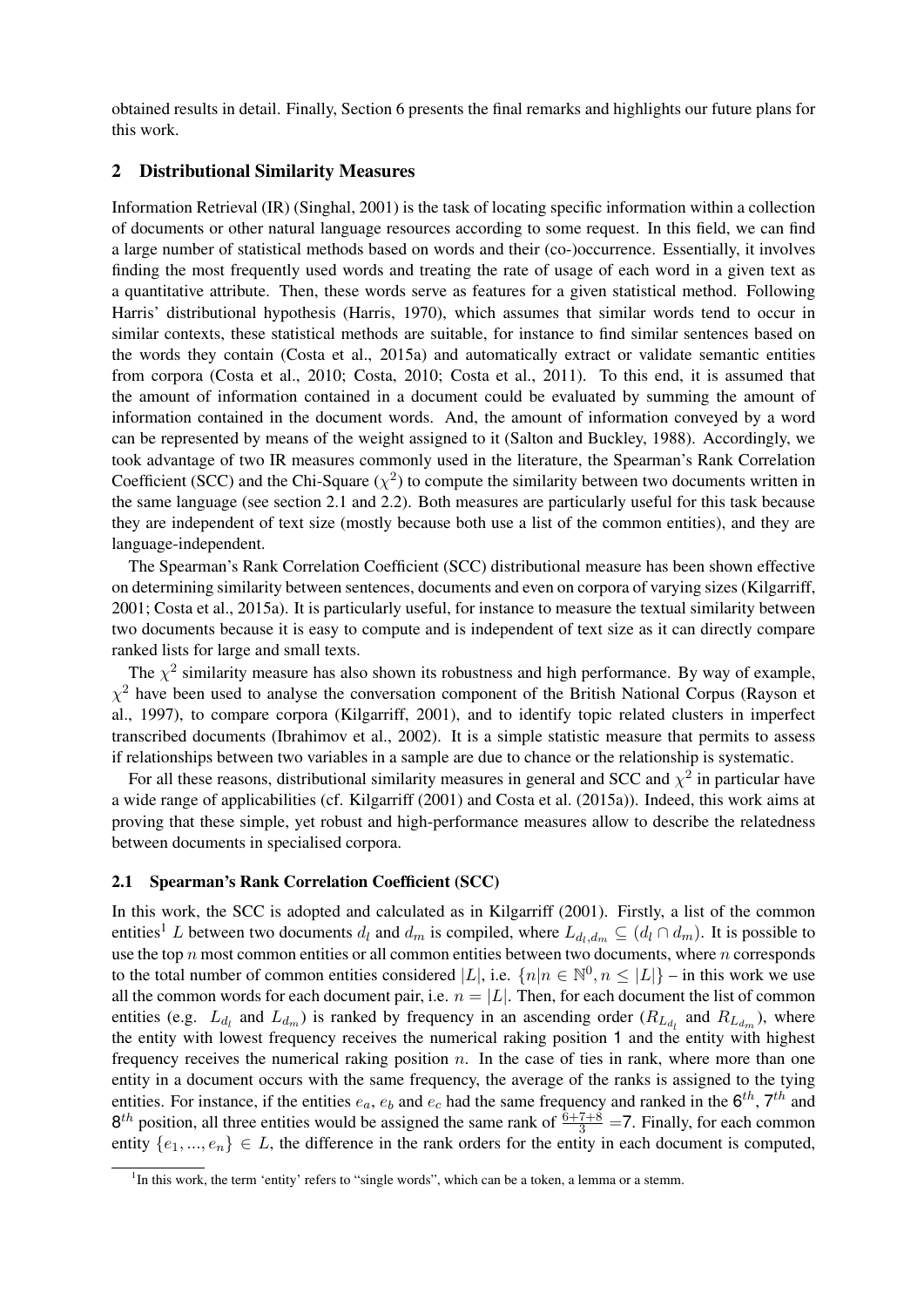obtained results in detail. Finally, Section 6 presents the final remarks and highlights our future plans for this work.

## 2 Distributional Similarity Measures

Information Retrieval (IR) (Singhal, 2001) is the task of locating specific information within a collection of documents or other natural language resources according to some request. In this field, we can find a large number of statistical methods based on words and their (co-)occurrence. Essentially, it involves finding the most frequently used words and treating the rate of usage of each word in a given text as a quantitative attribute. Then, these words serve as features for a given statistical method. Following Harris' distributional hypothesis (Harris, 1970), which assumes that similar words tend to occur in similar contexts, these statistical methods are suitable, for instance to find similar sentences based on the words they contain (Costa et al., 2015a) and automatically extract or validate semantic entities from corpora (Costa et al., 2010; Costa, 2010; Costa et al., 2011). To this end, it is assumed that the amount of information contained in a document could be evaluated by summing the amount of information contained in the document words. And, the amount of information conveyed by a word can be represented by means of the weight assigned to it (Salton and Buckley, 1988). Accordingly, we took advantage of two IR measures commonly used in the literature, the Spearman's Rank Correlation Coefficient (SCC) and the Chi-Square ($\chi^2$) to compute the similarity between two documents written in the same language (see section 2.1 and 2.2). Both measures are particularly useful for this task because they are independent of text size (mostly because both use a list of the common entities), and they are language-independent.

The Spearman's Rank Correlation Coefficient (SCC) distributional measure has been shown effective on determining similarity between sentences, documents and even on corpora of varying sizes (Kilgarriff, 2001; Costa et al., 2015a). It is particularly useful, for instance to measure the textual similarity between two documents because it is easy to compute and is independent of text size as it can directly compare ranked lists for large and small texts.

The $\chi^2$ similarity measure has also shown its robustness and high performance. By way of example, $\chi^2$ have been used to analyse the conversation component of the British National Corpus (Rayson et al., 1997), to compare corpora (Kilgarriff, 2001), and to identify topic related clusters in imperfect transcribed documents (Ibrahimov et al., 2002). It is a simple statistic measure that permits to assess if relationships between two variables in a sample are due to chance or the relationship is systematic.

For all these reasons, distributional similarity measures in general and SCC and $\chi^2$ in particular have a wide range of applicabilities (cf. Kilgarriff (2001) and Costa et al. (2015a)). Indeed, this work aims at proving that these simple, yet robust and high-performance measures allow to describe the relatedness between documents in specialised corpora.

### 2.1 Spearman's Rank Correlation Coefficient (SCC)

In this work, the SCC is adopted and calculated as in Kilgarriff (2001). Firstly, a list of the common entities[1] $L$ between two documents $d_l$ and $d_m$ is compiled, where $L_{d_l,d_m} \subseteq (d_l \cap d_m)$. It is possible to use the top $n$ most common entities or all common entities between two documents, where $n$ corresponds to the total number of common entities considered $|L|$, i.e. $\{n | n \in \mathbb{N}^0, n \leq |L|\}$ – in this work we use all the common words for each document pair, i.e. $n = |L|$. Then, for each document the list of common entities (e.g. $L_{d_l}$ and $L_{d_m}$) is ranked by frequency in an ascending order ($R_{L_{d_l}}$ and $R_{L_{d_m}}$), where the entity with lowest frequency receives the numerical raking position 1 and the entity with highest frequency receives the numerical raking position $n$. In the case of ties in rank, where more than one entity in a document occurs with the same frequency, the average of the ranks is assigned to the tying entities. For instance, if the entities $e_a$, $e_b$ and $e_c$ had the same frequency and ranked in the $6^{th}$, $7^{th}$ and $8^{th}$ position, all three entities would be assigned the same rank of $\frac{6+7+8}{3}$ =7. Finally, for each common entity $\{e_1, ..., e_n\} \in L$, the difference in the rank orders for the entity in each document is computed,

[1] In this work, the term 'entity' refers to "single words", which can be a token, a lemma or a stemm.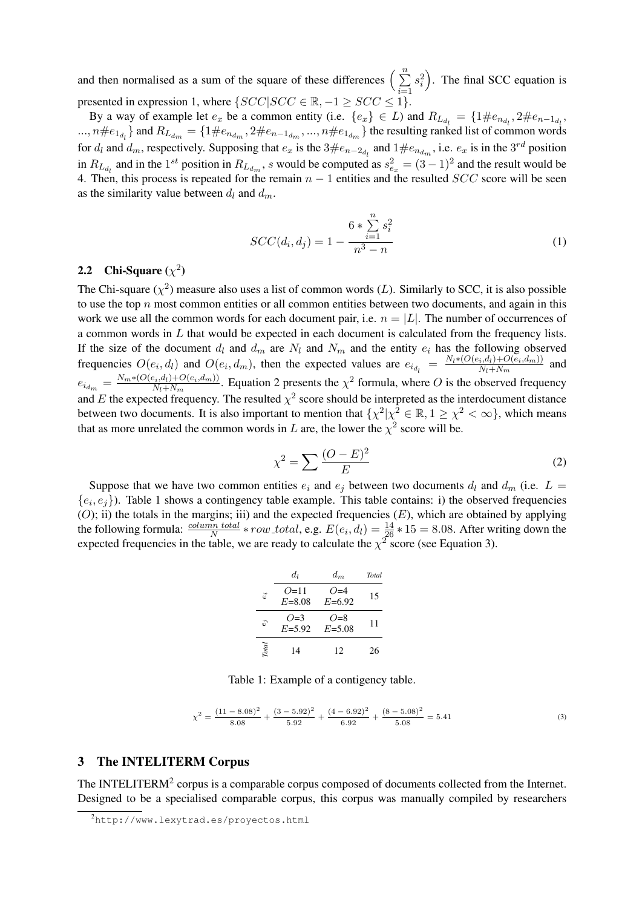and then normalised as a sum of the square of these differences $\left(\sum_{i=1}^{n} s_i^2\right)$. The final SCC equation is presented in expression 1, where $\{SCC|SCC \in \mathbb{R}, -1 \geq SCC \leq 1\}$.

By a way of example let $e_x$ be a common entity (i.e. $\{e_x\} \in L$) and $R_{L_{d_l}} = \{1\#e_{n_{d_l}}, 2\#e_{n-1_{d_l}}, ..., n\#e_{1_{d_l}}\}$ and $R_{L_{d_m}} = \{1\#e_{n_{d_m}}, 2\#e_{n-1_{d_m}}, ..., n\#e_{1_{d_m}}\}$ the resulting ranked list of common words for $d_l$ and $d_m$, respectively. Supposing that $e_x$ is the $3\#e_{n-2_{d_l}}$ and $1\#e_{n_{d_m}}$, i.e. $e_x$ is in the $3^{rd}$ position in $R_{L_{d_l}}$ and in the $1^{st}$ position in $R_{L_{d_m}}$, $s$ would be computed as $s_{e_x}^2 = (3-1)^2$ and the result would be 4. Then, this process is repeated for the remain $n-1$ entities and the resulted $SCC$ score will be seen as the similarity value between $d_l$ and $d_m$.

$$SCC(d_i, d_j) = 1 - \frac{6 * \sum_{i=1}^{n} s_i^2}{n^3 - n} \tag{1}$$

## 2.2 Chi-Square ($\chi^2$)

The Chi-square ($\chi^2$) measure also uses a list of common words ($L$). Similarly to SCC, it is also possible to use the top $n$ most common entities or all common entities between two documents, and again in this work we use all the common words for each document pair, i.e. $n = |L|$. The number of occurrences of a common words in $L$ that would be expected in each document is calculated from the frequency lists. If the size of the document $d_l$ and $d_m$ are $N_l$ and $N_m$ and the entity $e_i$ has the following observed frequencies $O(e_i, d_l)$ and $O(e_i, d_m)$, then the expected values are $e_{i_{d_l}} = \frac{N_l * (O(e_i,d_l) + O(e_i,d_m))}{N_l + N_m}$ and $e_{i_{d_m}} = \frac{N_m * (O(e_i,d_l) + O(e_i,d_m))}{N_l + N_m}$. Equation 2 presents the $\chi^2$ formula, where $O$ is the observed frequency and $E$ the expected frequency. The resulted $\chi^2$ score should be interpreted as the interdocument distance between two documents. It is also important to mention that $\{\chi^2|\chi^2 \in \mathbb{R}, 1 \geq \chi^2 < \infty\}$, which means that as more unrelated the common words in $L$ are, the lower the $\chi^2$ score will be.

$$\chi^2 = \sum \frac{(O - E)^2}{E} \tag{2}$$

Suppose that we have two common entities $e_i$ and $e_j$ between two documents $d_l$ and $d_m$ (i.e. $L = \{e_i, e_j\}$). Table 1 shows a contingency table example. This table contains: i) the observed frequencies ($O$); ii) the totals in the margins; iii) and the expected frequencies ($E$), which are obtained by applying the following formula: $\frac{column\ total}{N} * row\_total$, e.g. $E(e_i, d_l) = \frac{14}{26} * 15 = 8.08$. After writing down the expected frequencies in the table, we are ready to calculate the $\chi^2$ score (see Equation 3).

| | $d_l$ | $d_m$ | *Total* |
|---|---|---|---|
| $e_i$ | $O$=11, $E$=8.08 | $O$=4, $E$=6.92 | 15 |
| $e_j$ | $O$=3, $E$=5.92 | $O$=8, $E$=5.08 | 11 |
| *Total* | 14 | 12 | 26 |

Table 1: Example of a contigency table.

$$\chi^2 = \frac{(11 - 8.08)^2}{8.08} + \frac{(3 - 5.92)^2}{5.92} + \frac{(4 - 6.92)^2}{6.92} + \frac{(8 - 5.08)^2}{5.08} = 5.41 \tag{3}$$

# 3 The INTELITERM Corpus

The INTELITERM[2] corpus is a comparable corpus composed of documents collected from the Internet. Designed to be a specialised comparable corpus, this corpus was manually compiled by researchers

[2] http://www.lexytrad.es/proyectos.html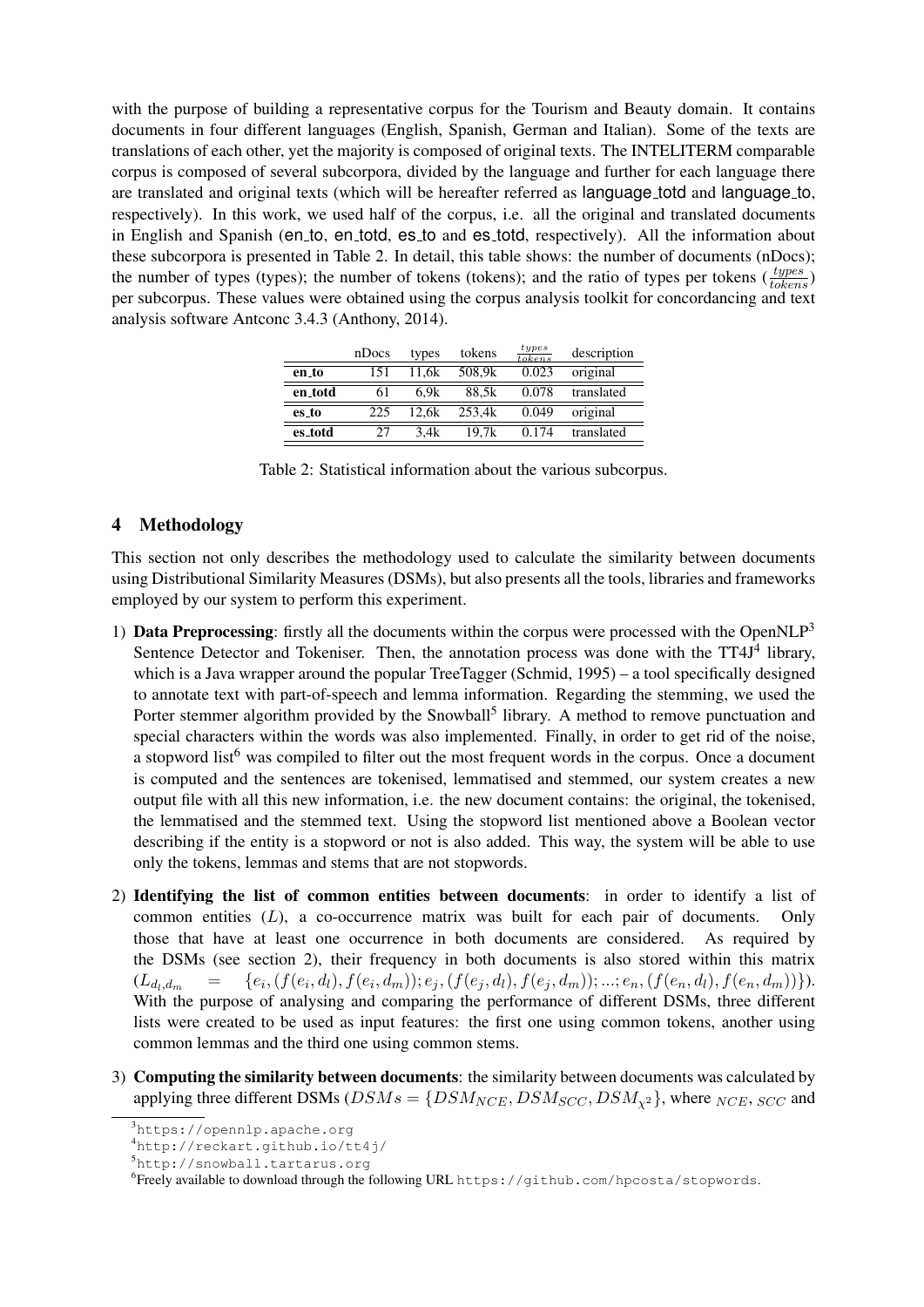with the purpose of building a representative corpus for the Tourism and Beauty domain. It contains documents in four different languages (English, Spanish, German and Italian). Some of the texts are translations of each other, yet the majority is composed of original texts. The INTELITERM comparable corpus is composed of several subcorpora, divided by the language and further for each language there are translated and original texts (which will be hereafter referred as language_totd and language_to, respectively). In this work, we used half of the corpus, i.e. all the original and translated documents in English and Spanish (en_to, en_totd, es_to and es_totd, respectively). All the information about these subcorpora is presented in Table 2. In detail, this table shows: the number of documents (nDocs); the number of types (types); the number of tokens (tokens); and the ratio of types per tokens ($\frac{types}{tokens}$) per subcorpus. These values were obtained using the corpus analysis toolkit for concordancing and text analysis software Antconc 3.4.3 (Anthony, 2014).

| | nDocs | types | tokens | $\frac{types}{tokens}$ | description |
|---|---|---|---|---|---|
| **en_to** | 151 | 11,6k | 508,9k | 0.023 | original |
| **en_totd** | 61 | 6,9k | 88,5k | 0.078 | translated |
| **es_to** | 225 | 12,6k | 253,4k | 0.049 | original |
| **es_totd** | 27 | 3,4k | 19,7k | 0.174 | translated |

Table 2: Statistical information about the various subcorpus.

## 4 Methodology

This section not only describes the methodology used to calculate the similarity between documents using Distributional Similarity Measures (DSMs), but also presents all the tools, libraries and frameworks employed by our system to perform this experiment.

1) **Data Preprocessing**: firstly all the documents within the corpus were processed with the OpenNLP[3] Sentence Detector and Tokeniser. Then, the annotation process was done with the TT4J[4] library, which is a Java wrapper around the popular TreeTagger (Schmid, 1995) – a tool specifically designed to annotate text with part-of-speech and lemma information. Regarding the stemming, we used the Porter stemmer algorithm provided by the Snowball[5] library. A method to remove punctuation and special characters within the words was also implemented. Finally, in order to get rid of the noise, a stopword list[6] was compiled to filter out the most frequent words in the corpus. Once a document is computed and the sentences are tokenised, lemmatised and stemmed, our system creates a new output file with all this new information, i.e. the new document contains: the original, the tokenised, the lemmatised and the stemmed text. Using the stopword list mentioned above a Boolean vector describing if the entity is a stopword or not is also added. This way, the system will be able to use only the tokens, lemmas and stems that are not stopwords.

2) **Identifying the list of common entities between documents**: in order to identify a list of common entities ($L$), a co-occurrence matrix was built for each pair of documents. Only those that have at least one occurrence in both documents are considered. As required by the DSMs (see section 2), their frequency in both documents is also stored within this matrix ($L_{d_l,d_m} = \{e_i, (f(e_i, d_l), f(e_i, d_m)); e_j, (f(e_j, d_l), f(e_j, d_m)); ...; e_n, (f(e_n, d_l), f(e_n, d_m))\}$). With the purpose of analysing and comparing the performance of different DSMs, three different lists were created to be used as input features: the first one using common tokens, another using common lemmas and the third one using common stems.

3) **Computing the similarity between documents**: the similarity between documents was calculated by applying three different DSMs ($DSMs = \{DSM_{NCE}, DSM_{SCC}, DSM_{\chi^2}\}$, where $_{NCE}$, $_{SCC}$ and

[3] https://opennlp.apache.org

[4] http://reckart.github.io/tt4j/

[5] http://snowball.tartarus.org

[6] Freely available to download through the following URL https://github.com/hpcosta/stopwords.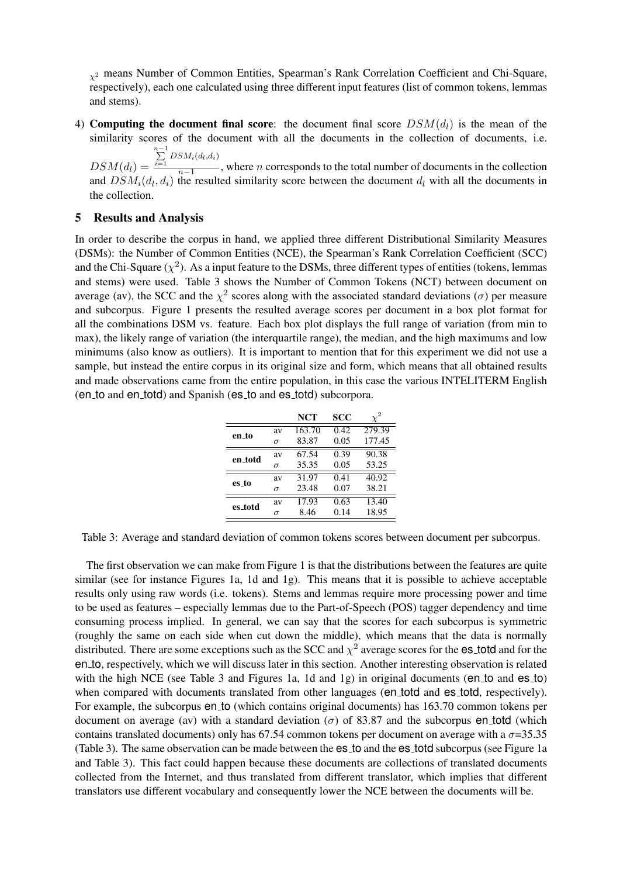$\chi^2$ means Number of Common Entities, Spearman's Rank Correlation Coefficient and Chi-Square, respectively), each one calculated using three different input features (list of common tokens, lemmas and stems).

4) **Computing the document final score**: the document final score $DSM(d_l)$ is the mean of the similarity scores of the document with all the documents in the collection of documents, i.e. $DSM(d_l) = \frac{\sum_{i=1}^{n-1} DSM_i(d_l,d_i)}{n-1}$, where $n$ corresponds to the total number of documents in the collection and $DSM_i(d_l, d_i)$ the resulted similarity score between the document $d_l$ with all the documents in the collection.

## 5 Results and Analysis

In order to describe the corpus in hand, we applied three different Distributional Similarity Measures (DSMs): the Number of Common Entities (NCE), the Spearman's Rank Correlation Coefficient (SCC) and the Chi-Square ($\chi^2$). As a input feature to the DSMs, three different types of entities (tokens, lemmas and stems) were used. Table 3 shows the Number of Common Tokens (NCT) between document on average (av), the SCC and the $\chi^2$ scores along with the associated standard deviations ($\sigma$) per measure and subcorpus. Figure 1 presents the resulted average scores per document in a box plot format for all the combinations DSM vs. feature. Each box plot displays the full range of variation (from min to max), the likely range of variation (the interquartile range), the median, and the high maximums and low minimums (also know as outliers). It is important to mention that for this experiment we did not use a sample, but instead the entire corpus in its original size and form, which means that all obtained results and made observations came from the entire population, in this case the various INTELITERM English (en_to and en_totd) and Spanish (es_to and es_totd) subcorpora.

| | | **NCT** | **SCC** | $\chi^2$ |
|---|---|---|---|---|
| **en_to** | av | 163.70 | 0.42 | 279.39 |
| | $\sigma$ | 83.87 | 0.05 | 177.45 |
| **en_totd** | av | 67.54 | 0.39 | 90.38 |
| | $\sigma$ | 35.35 | 0.05 | 53.25 |
| **es_to** | av | 31.97 | 0.41 | 40.92 |
| | $\sigma$ | 23.48 | 0.07 | 38.21 |
| **es_totd** | av | 17.93 | 0.63 | 13.40 |
| | $\sigma$ | 8.46 | 0.14 | 18.95 |

Table 3: Average and standard deviation of common tokens scores between document per subcorpus.

The first observation we can make from Figure 1 is that the distributions between the features are quite similar (see for instance Figures 1a, 1d and 1g). This means that it is possible to achieve acceptable results only using raw words (i.e. tokens). Stems and lemmas require more processing power and time to be used as features – especially lemmas due to the Part-of-Speech (POS) tagger dependency and time consuming process implied. In general, we can say that the scores for each subcorpus is symmetric (roughly the same on each side when cut down the middle), which means that the data is normally distributed. There are some exceptions such as the SCC and $\chi^2$ average scores for the es_totd and for the en_to, respectively, which we will discuss later in this section. Another interesting observation is related with the high NCE (see Table 3 and Figures 1a, 1d and 1g) in original documents (en_to and es_to) when compared with documents translated from other languages (en_totd and es_totd, respectively). For example, the subcorpus en_to (which contains original documents) has 163.70 common tokens per document on average (av) with a standard deviation ($\sigma$) of 83.87 and the subcorpus en_totd (which contains translated documents) only has 67.54 common tokens per document on average with a $\sigma$=35.35 (Table 3). The same observation can be made between the es_to and the es_totd subcorpus (see Figure 1a and Table 3). This fact could happen because these documents are collections of translated documents collected from the Internet, and thus translated from different translator, which implies that different translators use different vocabulary and consequently lower the NCE between the documents will be.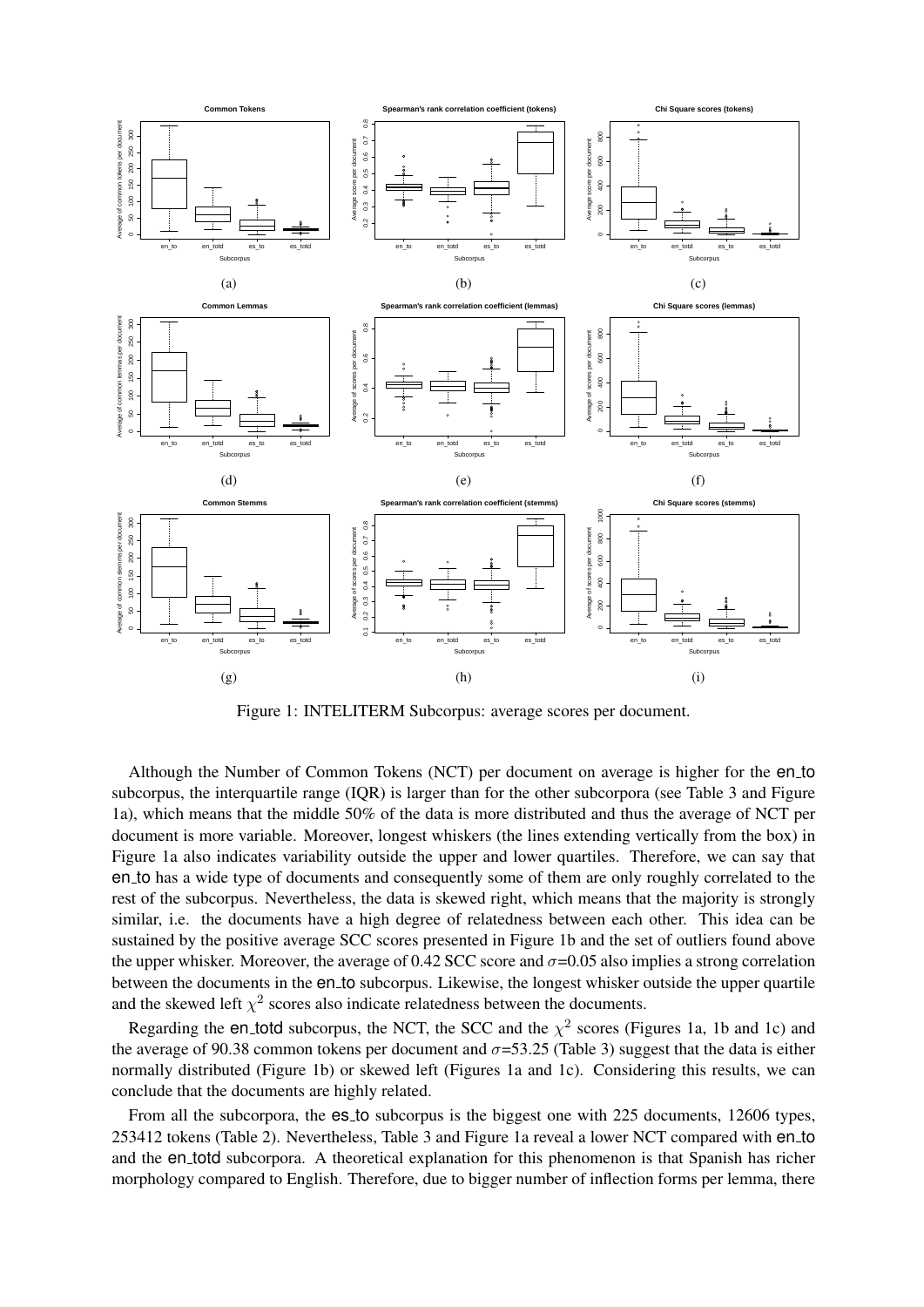(a)

(b)

(c)

(d)

(e)

(f)

(g)

(h)

(i)

Figure 1: INTELITERM Subcorpus: average scores per document.

Although the Number of Common Tokens (NCT) per document on average is higher for the en_to subcorpus, the interquartile range (IQR) is larger than for the other subcorpora (see Table 3 and Figure 1a), which means that the middle 50% of the data is more distributed and thus the average of NCT per document is more variable. Moreover, longest whiskers (the lines extending vertically from the box) in Figure 1a also indicates variability outside the upper and lower quartiles. Therefore, we can say that en_to has a wide type of documents and consequently some of them are only roughly correlated to the rest of the subcorpus. Nevertheless, the data is skewed right, which means that the majority is strongly similar, i.e. the documents have a high degree of relatedness between each other. This idea can be sustained by the positive average SCC scores presented in Figure 1b and the set of outliers found above the upper whisker. Moreover, the average of 0.42 SCC score and $\sigma$=0.05 also implies a strong correlation between the documents in the en_to subcorpus. Likewise, the longest whisker outside the upper quartile and the skewed left $\chi^2$ scores also indicate relatedness between the documents.

Regarding the en_totd subcorpus, the NCT, the SCC and the $\chi^2$ scores (Figures 1a, 1b and 1c) and the average of 90.38 common tokens per document and $\sigma$=53.25 (Table 3) suggest that the data is either normally distributed (Figure 1b) or skewed left (Figures 1a and 1c). Considering this results, we can conclude that the documents are highly related.

From all the subcorpora, the es_to subcorpus is the biggest one with 225 documents, 12606 types, 253412 tokens (Table 2). Nevertheless, Table 3 and Figure 1a reveal a lower NCT compared with en_to and the en_totd subcorpora. A theoretical explanation for this phenomenon is that Spanish has richer morphology compared to English. Therefore, due to bigger number of inflection forms per lemma, there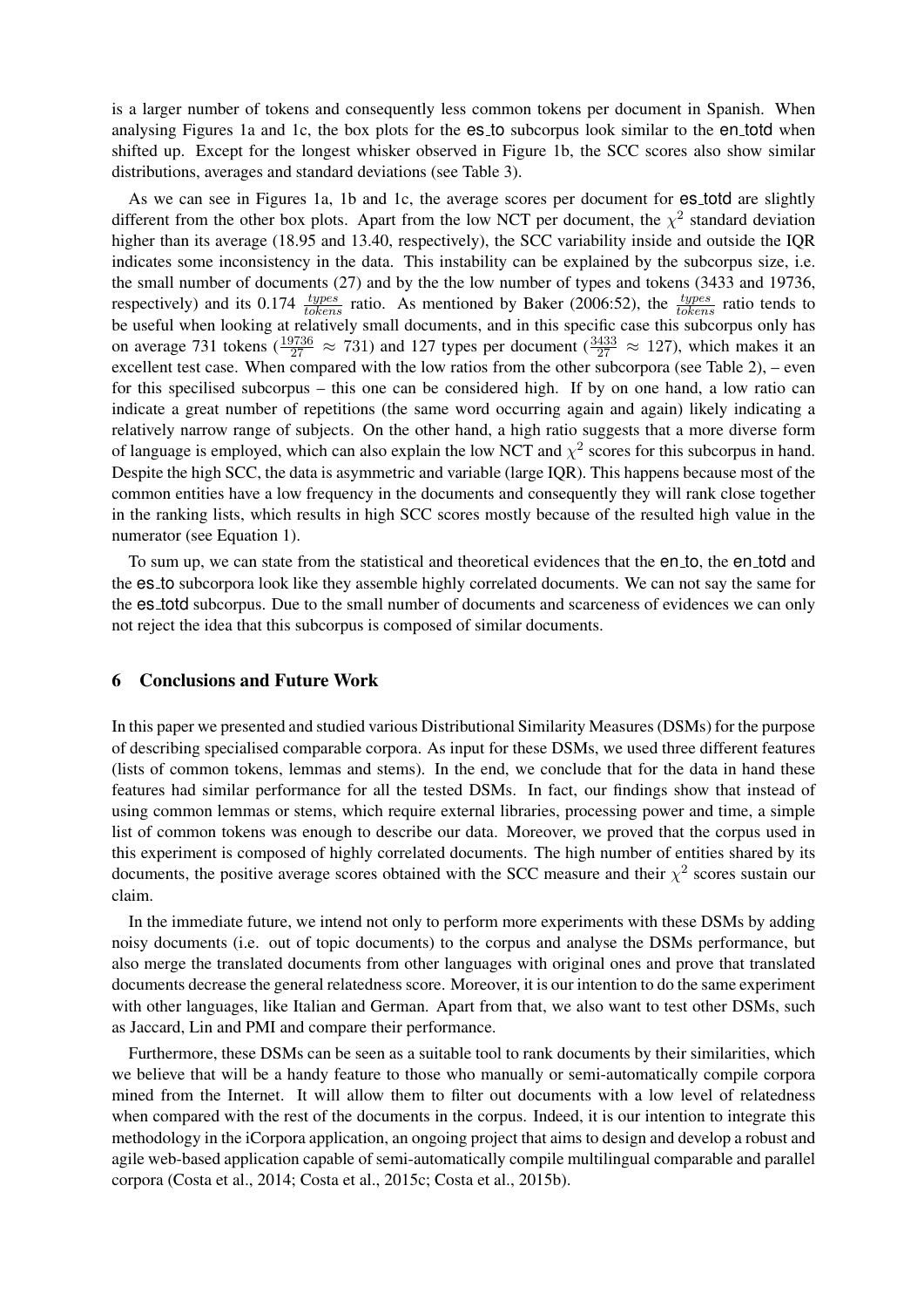is a larger number of tokens and consequently less common tokens per document in Spanish. When analysing Figures 1a and 1c, the box plots for the es_to subcorpus look similar to the en_totd when shifted up. Except for the longest whisker observed in Figure 1b, the SCC scores also show similar distributions, averages and standard deviations (see Table 3).

As we can see in Figures 1a, 1b and 1c, the average scores per document for es_totd are slightly different from the other box plots. Apart from the low NCT per document, the $\chi^2$ standard deviation higher than its average (18.95 and 13.40, respectively), the SCC variability inside and outside the IQR indicates some inconsistency in the data. This instability can be explained by the subcorpus size, i.e. the small number of documents (27) and by the the low number of types and tokens (3433 and 19736, respectively) and its 0.174 $\frac{types}{tokens}$ ratio. As mentioned by Baker (2006:52), the $\frac{types}{tokens}$ ratio tends to be useful when looking at relatively small documents, and in this specific case this subcorpus only has on average 731 tokens ($\frac{19736}{27} \approx 731$) and 127 types per document ($\frac{3433}{27} \approx 127$), which makes it an excellent test case. When compared with the low ratios from the other subcorpora (see Table 2), – even for this specilised subcorpus – this one can be considered high. If by on one hand, a low ratio can indicate a great number of repetitions (the same word occurring again and again) likely indicating a relatively narrow range of subjects. On the other hand, a high ratio suggests that a more diverse form of language is employed, which can also explain the low NCT and $\chi^2$ scores for this subcorpus in hand. Despite the high SCC, the data is asymmetric and variable (large IQR). This happens because most of the common entities have a low frequency in the documents and consequently they will rank close together in the ranking lists, which results in high SCC scores mostly because of the resulted high value in the numerator (see Equation 1).

To sum up, we can state from the statistical and theoretical evidences that the en_to, the en_totd and the es_to subcorpora look like they assemble highly correlated documents. We can not say the same for the es_totd subcorpus. Due to the small number of documents and scarceness of evidences we can only not reject the idea that this subcorpus is composed of similar documents.

## 6 Conclusions and Future Work

In this paper we presented and studied various Distributional Similarity Measures (DSMs) for the purpose of describing specialised comparable corpora. As input for these DSMs, we used three different features (lists of common tokens, lemmas and stems). In the end, we conclude that for the data in hand these features had similar performance for all the tested DSMs. In fact, our findings show that instead of using common lemmas or stems, which require external libraries, processing power and time, a simple list of common tokens was enough to describe our data. Moreover, we proved that the corpus used in this experiment is composed of highly correlated documents. The high number of entities shared by its documents, the positive average scores obtained with the SCC measure and their $\chi^2$ scores sustain our claim.

In the immediate future, we intend not only to perform more experiments with these DSMs by adding noisy documents (i.e. out of topic documents) to the corpus and analyse the DSMs performance, but also merge the translated documents from other languages with original ones and prove that translated documents decrease the general relatedness score. Moreover, it is our intention to do the same experiment with other languages, like Italian and German. Apart from that, we also want to test other DSMs, such as Jaccard, Lin and PMI and compare their performance.

Furthermore, these DSMs can be seen as a suitable tool to rank documents by their similarities, which we believe that will be a handy feature to those who manually or semi-automatically compile corpora mined from the Internet. It will allow them to filter out documents with a low level of relatedness when compared with the rest of the documents in the corpus. Indeed, it is our intention to integrate this methodology in the iCorpora application, an ongoing project that aims to design and develop a robust and agile web-based application capable of semi-automatically compile multilingual comparable and parallel corpora (Costa et al., 2014; Costa et al., 2015c; Costa et al., 2015b).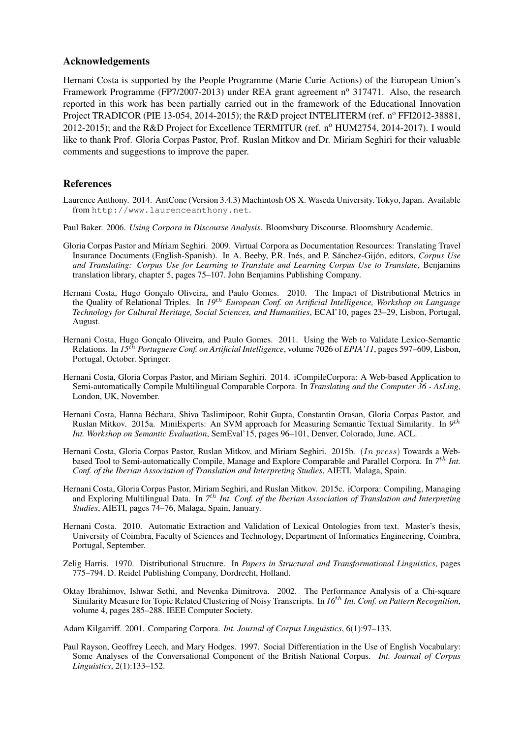## Acknowledgements

Hernani Costa is supported by the People Programme (Marie Curie Actions) of the European Union's Framework Programme (FP7/2007-2013) under REA grant agreement nº 317471. Also, the research reported in this work has been partially carried out in the framework of the Educational Innovation Project TRADICOR (PIE 13-054, 2014-2015); the R&D project INTELITERM (ref. nº FFI2012-38881, 2012-2015); and the R&D Project for Excellence TERMITUR (ref. nº HUM2754, 2014-2017). I would like to thank Prof. Gloria Corpas Pastor, Prof. Ruslan Mitkov and Dr. Miriam Seghiri for their valuable comments and suggestions to improve the paper.

## References

Laurence Anthony. 2014. AntConc (Version 3.4.3) Machintosh OS X. Waseda University. Tokyo, Japan. Available from `http://www.laurenceanthony.net`.

Paul Baker. 2006. *Using Corpora in Discourse Analysis*. Bloomsbury Discourse. Bloomsbury Academic.

Gloria Corpas Pastor and Míriam Seghiri. 2009. Virtual Corpora as Documentation Resources: Translating Travel Insurance Documents (English-Spanish). In A. Beeby, P.R. Inés, and P. Sánchez-Gijón, editors, *Corpus Use and Translating: Corpus Use for Learning to Translate and Learning Corpus Use to Translate*, Benjamins translation library, chapter 5, pages 75–107. John Benjamins Publishing Company.

Hernani Costa, Hugo Gonçalo Oliveira, and Paulo Gomes. 2010. The Impact of Distributional Metrics in the Quality of Relational Triples. In *19$^{th}$ European Conf. on Artificial Intelligence, Workshop on Language Technology for Cultural Heritage, Social Sciences, and Humanities*, ECAI'10, pages 23–29, Lisbon, Portugal, August.

Hernani Costa, Hugo Gonçalo Oliveira, and Paulo Gomes. 2011. Using the Web to Validate Lexico-Semantic Relations. In *15$^{th}$ Portuguese Conf. on Artificial Intelligence*, volume 7026 of *EPIA'11*, pages 597–609, Lisbon, Portugal, October. Springer.

Hernani Costa, Gloria Corpas Pastor, and Miriam Seghiri. 2014. iCompileCorpora: A Web-based Application to Semi-automatically Compile Multilingual Comparable Corpora. In *Translating and the Computer 36 - AsLing*, London, UK, November.

Hernani Costa, Hanna Béchara, Shiva Taslimipoor, Rohit Gupta, Constantin Orasan, Gloria Corpas Pastor, and Ruslan Mitkov. 2015a. MiniExperts: An SVM approach for Measuring Semantic Textual Similarity. In *9$^{th}$ Int. Workshop on Semantic Evaluation*, SemEval'15, pages 96–101, Denver, Colorado, June. ACL.

Hernani Costa, Gloria Corpas Pastor, Ruslan Mitkov, and Miriam Seghiri. 2015b. $(In\ press)$ Towards a Web-based Tool to Semi-automatically Compile, Manage and Explore Comparable and Parallel Corpora. In *7$^{th}$ Int. Conf. of the Iberian Association of Translation and Interpreting Studies*, AIETI, Malaga, Spain.

Hernani Costa, Gloria Corpas Pastor, Miriam Seghiri, and Ruslan Mitkov. 2015c. iCorpora: Compiling, Managing and Exploring Multilingual Data. In *7$^{th}$ Int. Conf. of the Iberian Association of Translation and Interpreting Studies*, AIETI, pages 74–76, Malaga, Spain, January.

Hernani Costa. 2010. Automatic Extraction and Validation of Lexical Ontologies from text. Master's thesis, University of Coimbra, Faculty of Sciences and Technology, Department of Informatics Engineering, Coimbra, Portugal, September.

Zelig Harris. 1970. Distributional Structure. In *Papers in Structural and Transformational Linguistics*, pages 775–794. D. Reidel Publishing Company, Dordrecht, Holland.

Oktay Ibrahimov, Ishwar Sethi, and Nevenka Dimitrova. 2002. The Performance Analysis of a Chi-square Similarity Measure for Topic Related Clustering of Noisy Transcripts. In *16$^{th}$ Int. Conf. on Pattern Recognition*, volume 4, pages 285–288. IEEE Computer Society.

Adam Kilgarriff. 2001. Comparing Corpora. *Int. Journal of Corpus Linguistics*, 6(1):97–133.

Paul Rayson, Geoffrey Leech, and Mary Hodges. 1997. Social Differentiation in the Use of English Vocabulary: Some Analyses of the Conversational Component of the British National Corpus. *Int. Journal of Corpus Linguistics*, 2(1):133–152.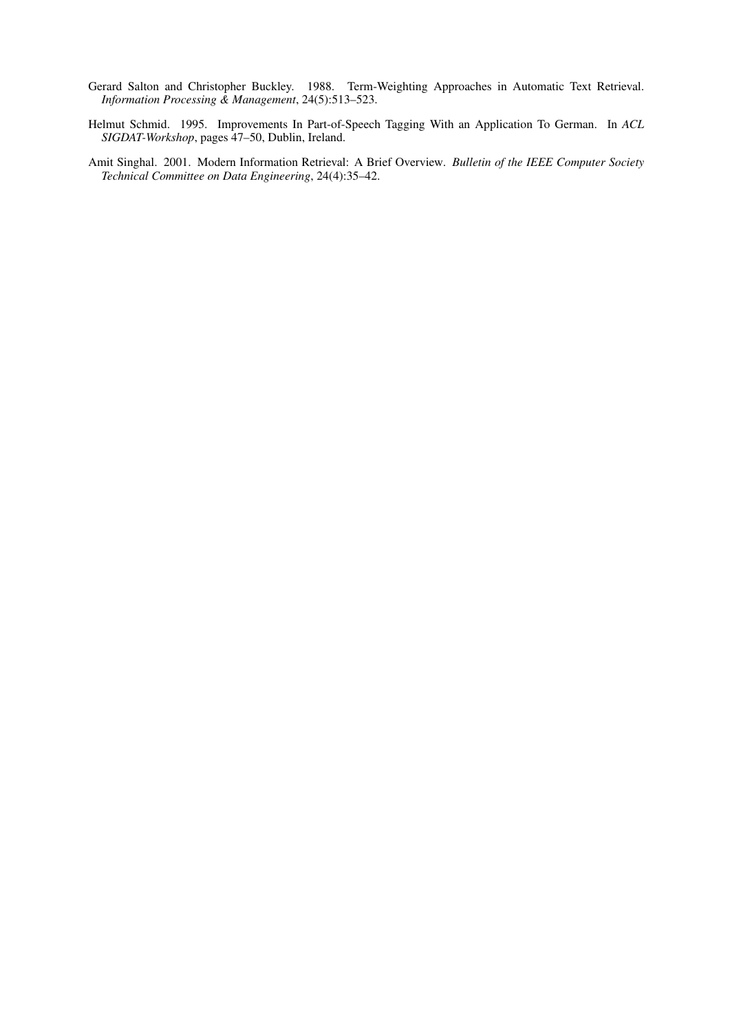Gerard Salton and Christopher Buckley. 1988. Term-Weighting Approaches in Automatic Text Retrieval. *Information Processing & Management*, 24(5):513–523.

Helmut Schmid. 1995. Improvements In Part-of-Speech Tagging With an Application To German. In *ACL SIGDAT-Workshop*, pages 47–50, Dublin, Ireland.

Amit Singhal. 2001. Modern Information Retrieval: A Brief Overview. *Bulletin of the IEEE Computer Society Technical Committee on Data Engineering*, 24(4):35–42.